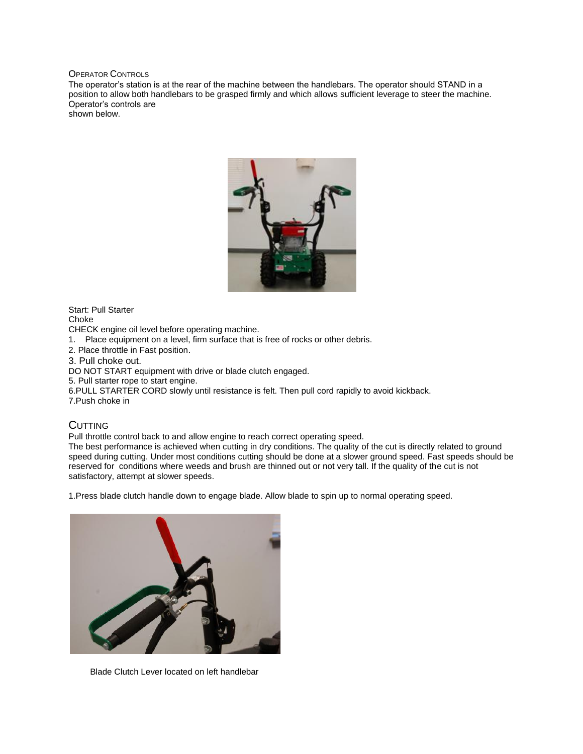## Operator Controls

The operator's station is at the rear of the machine between the handlebars. The operator should STAND in a position to allow both handlebars to be grasped firmly and which allows sufficient leverage to steer the machine. Operator's controls are
shown below.

Start: Pull Starter
Choke
CHECK engine oil level before operating machine.

1. Place equipment on a level, firm surface that is free of rocks or other debris.
2. Place throttle in Fast position.
3. Pull choke out.

DO NOT START equipment with drive or blade clutch engaged.

5. Pull starter rope to start engine.
6. PULL STARTER CORD slowly until resistance is felt. Then pull cord rapidly to avoid kickback.
7. Push choke in

## Cutting

Pull throttle control back to and allow engine to reach correct operating speed.
The best performance is achieved when cutting in dry conditions. The quality of the cut is directly related to ground speed during cutting. Under most conditions cutting should be done at a slower ground speed. Fast speeds should be reserved for conditions where weeds and brush are thinned out or not very tall. If the quality of the cut is not satisfactory, attempt at slower speeds.

1. Press blade clutch handle down to engage blade. Allow blade to spin up to normal operating speed.

Blade Clutch Lever located on left handlebar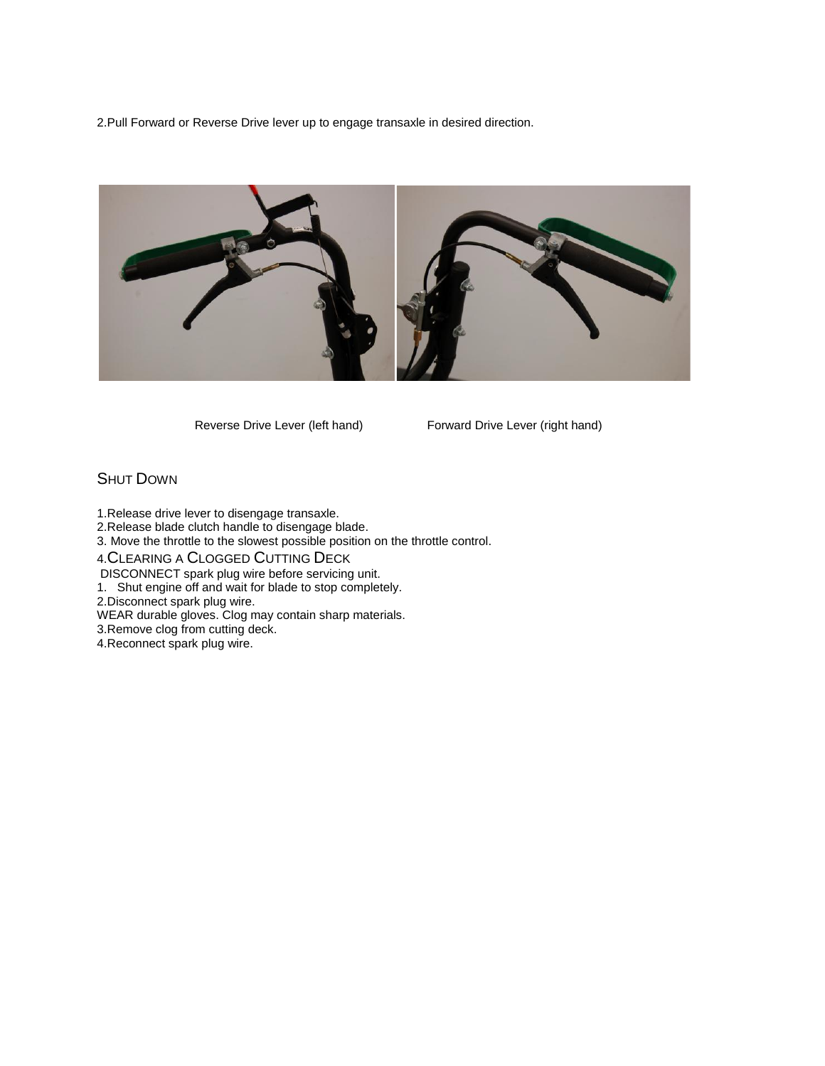2.Pull Forward or Reverse Drive lever up to engage transaxle in desired direction.

Reverse Drive Lever (left hand)

Forward Drive Lever (right hand)

## SHUT DOWN

1.Release drive lever to disengage transaxle.
2.Release blade clutch handle to disengage blade.
3. Move the throttle to the slowest possible position on the throttle control.

4.CLEARING A CLOGGED CUTTING DECK

DISCONNECT spark plug wire before servicing unit.

1. Shut engine off and wait for blade to stop completely.
2.Disconnect spark plug wire.
WEAR durable gloves. Clog may contain sharp materials.
3.Remove clog from cutting deck.
4.Reconnect spark plug wire.